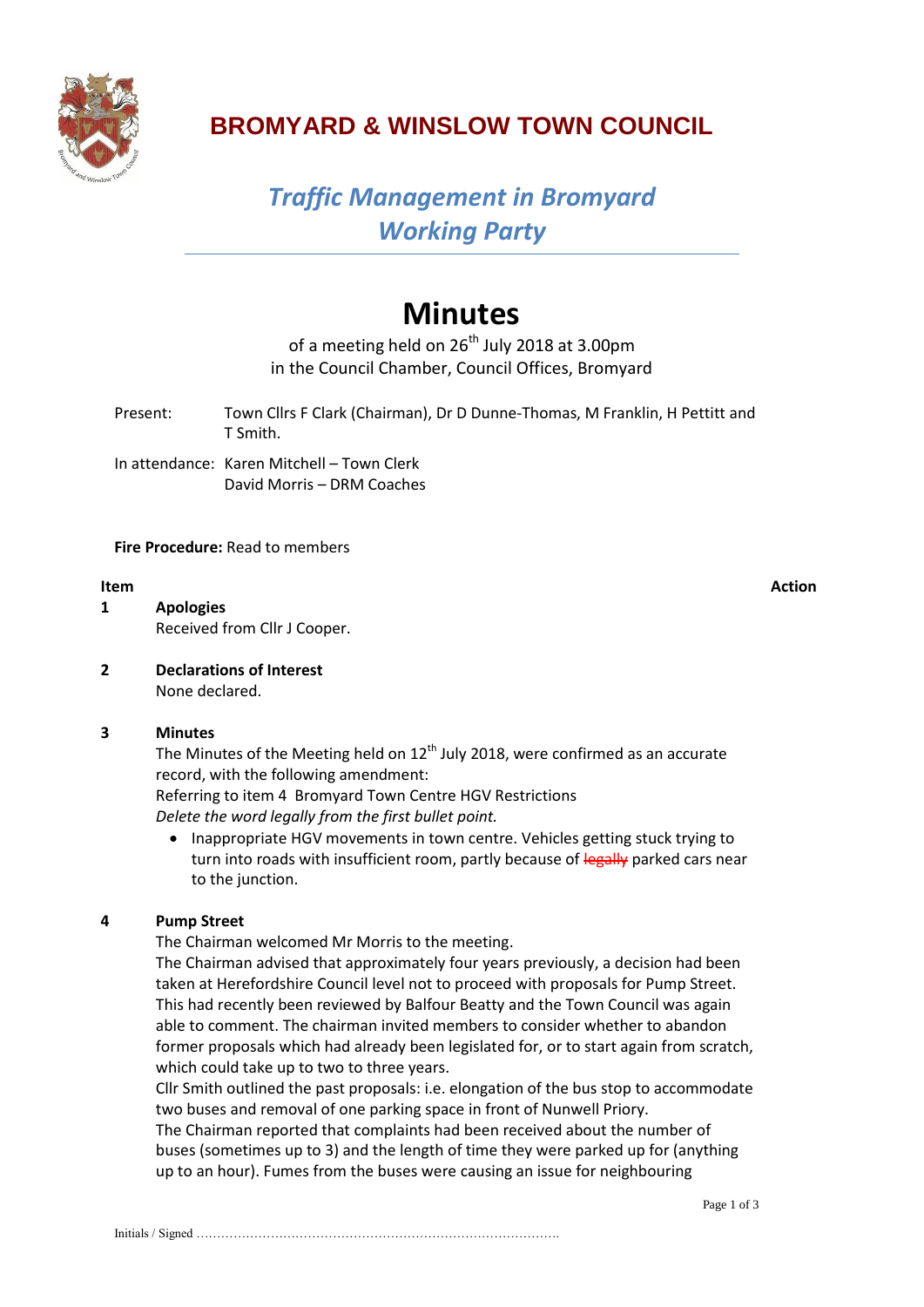# BROMYARD & WINSLOW TOWN COUNCIL

## *Traffic Management in Bromyard Working Party*

# Minutes

of a meeting held on 26th July 2018 at 3.00pm
in the Council Chamber, Council Offices, Bromyard

Present: Town Cllrs F Clark (Chairman), Dr D Dunne-Thomas, M Franklin, H Pettitt and T Smith.

In attendance: Karen Mitchell – Town Clerk
David Morris – DRM Coaches

**Fire Procedure:** Read to members

**Item** **Action**

**1 Apologies**

Received from Cllr J Cooper.

**2 Declarations of Interest**

None declared.

**3 Minutes**

The Minutes of the Meeting held on 12th July 2018, were confirmed as an accurate record, with the following amendment:

Referring to item 4 Bromyard Town Centre HGV Restrictions

*Delete the word legally from the first bullet point.*

- Inappropriate HGV movements in town centre. Vehicles getting stuck trying to turn into roads with insufficient room, partly because of ~~legally~~ parked cars near to the junction.

**4 Pump Street**

The Chairman welcomed Mr Morris to the meeting.

The Chairman advised that approximately four years previously, a decision had been taken at Herefordshire Council level not to proceed with proposals for Pump Street. This had recently been reviewed by Balfour Beatty and the Town Council was again able to comment. The chairman invited members to consider whether to abandon former proposals which had already been legislated for, or to start again from scratch, which could take up to two to three years.

Cllr Smith outlined the past proposals: i.e. elongation of the bus stop to accommodate two buses and removal of one parking space in front of Nunwell Priory.

The Chairman reported that complaints had been received about the number of buses (sometimes up to 3) and the length of time they were parked up for (anything up to an hour). Fumes from the buses were causing an issue for neighbouring

Initials / Signed ……………………………………………………………………………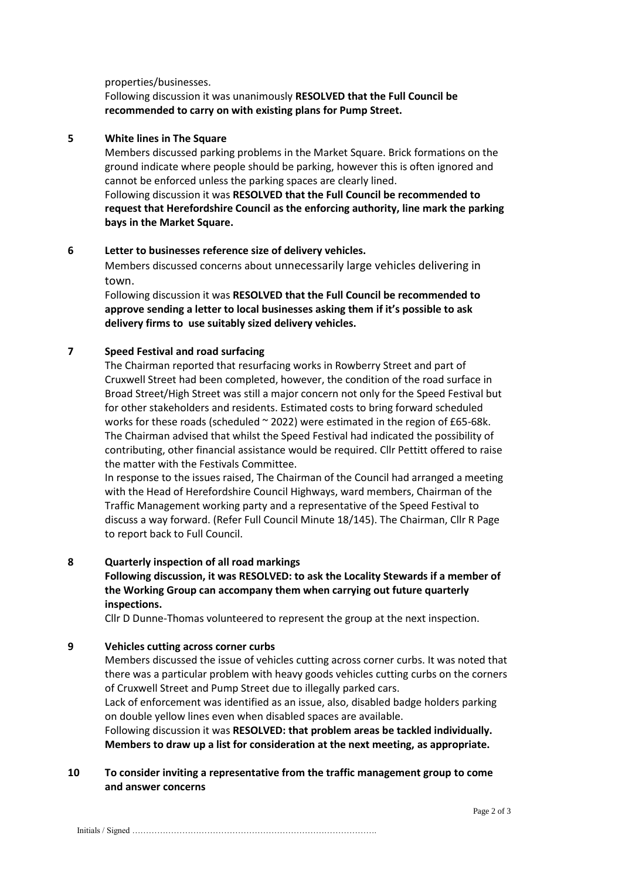properties/businesses.

Following discussion it was unanimously **RESOLVED that the Full Council be recommended to carry on with existing plans for Pump Street.**

**5 White lines in The Square**

Members discussed parking problems in the Market Square. Brick formations on the ground indicate where people should be parking, however this is often ignored and cannot be enforced unless the parking spaces are clearly lined.

Following discussion it was **RESOLVED that the Full Council be recommended to request that Herefordshire Council as the enforcing authority, line mark the parking bays in the Market Square.**

**6 Letter to businesses reference size of delivery vehicles.**

Members discussed concerns about unnecessarily large vehicles delivering in town.

Following discussion it was **RESOLVED that the Full Council be recommended to approve sending a letter to local businesses asking them if it's possible to ask delivery firms to use suitably sized delivery vehicles.**

**7 Speed Festival and road surfacing**

The Chairman reported that resurfacing works in Rowberry Street and part of Cruxwell Street had been completed, however, the condition of the road surface in Broad Street/High Street was still a major concern not only for the Speed Festival but for other stakeholders and residents. Estimated costs to bring forward scheduled works for these roads (scheduled ~ 2022) were estimated in the region of £65-68k. The Chairman advised that whilst the Speed Festival had indicated the possibility of contributing, other financial assistance would be required. Cllr Pettitt offered to raise the matter with the Festivals Committee.

In response to the issues raised, The Chairman of the Council had arranged a meeting with the Head of Herefordshire Council Highways, ward members, Chairman of the Traffic Management working party and a representative of the Speed Festival to discuss a way forward. (Refer Full Council Minute 18/145). The Chairman, Cllr R Page to report back to Full Council.

**8 Quarterly inspection of all road markings**

**Following discussion, it was RESOLVED: to ask the Locality Stewards if a member of the Working Group can accompany them when carrying out future quarterly inspections.**

Cllr D Dunne-Thomas volunteered to represent the group at the next inspection.

**9 Vehicles cutting across corner curbs**

Members discussed the issue of vehicles cutting across corner curbs. It was noted that there was a particular problem with heavy goods vehicles cutting curbs on the corners of Cruxwell Street and Pump Street due to illegally parked cars.

Lack of enforcement was identified as an issue, also, disabled badge holders parking on double yellow lines even when disabled spaces are available.

Following discussion it was **RESOLVED: that problem areas be tackled individually. Members to draw up a list for consideration at the next meeting, as appropriate.**

**10 To consider inviting a representative from the traffic management group to come and answer concerns**

Initials / Signed …………………………………………………………………………….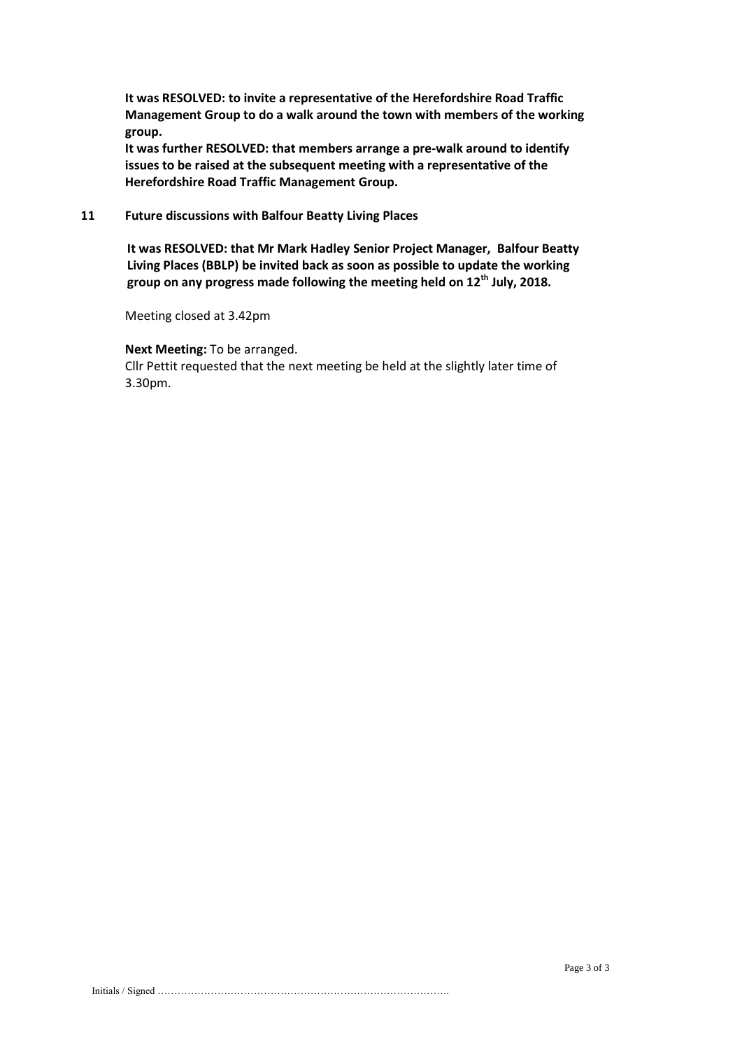**It was RESOLVED: to invite a representative of the Herefordshire Road Traffic Management Group to do a walk around the town with members of the working group.**

**It was further RESOLVED: that members arrange a pre-walk around to identify issues to be raised at the subsequent meeting with a representative of the Herefordshire Road Traffic Management Group.**

**11 Future discussions with Balfour Beatty Living Places**

**It was RESOLVED: that Mr Mark Hadley Senior Project Manager, Balfour Beatty Living Places (BBLP) be invited back as soon as possible to update the working group on any progress made following the meeting held on 12th July, 2018.**

Meeting closed at 3.42pm

**Next Meeting:** To be arranged.
Cllr Pettit requested that the next meeting be held at the slightly later time of 3.30pm.

Initials / Signed ……………………………………………………………………………